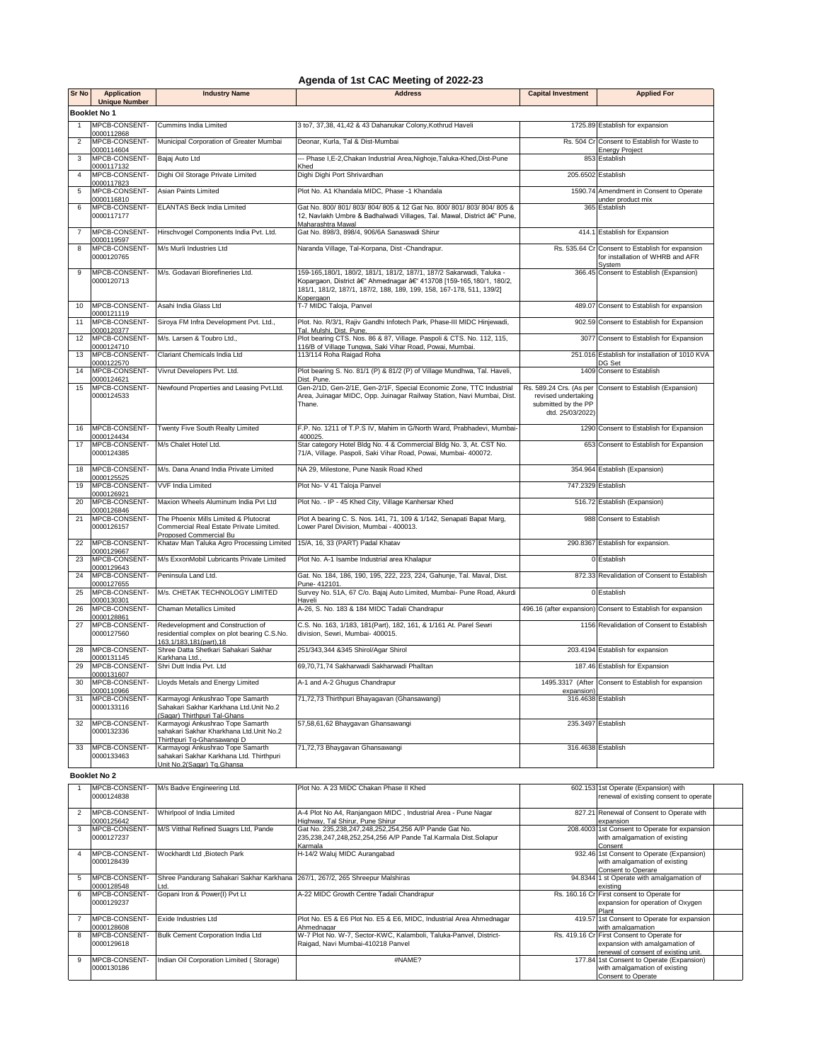# Agenda of 1st CAC Meeting of 2022-23

| Sr No | Application Unique Number | Industry Name | Address | Capital Investment | Applied For |
|---|---|---|---|---|---|
| **Booklet No 1** | | | | | |
| 1 | MPCB-CONSENT-0000112868 | Cummins India Limited | 3 to7, 37,38, 41,42 & 43 Dahanukar Colony,Kothrud Haveli | 1725.89 | Establish for expansion |
| 2 | MPCB-CONSENT-0000114604 | Municipal Corporation of Greater Mumbai | Deonar, Kurla, Tal & Dist-Mumbai | Rs. 504 Cr | Consent to Establish for Waste to Energy Project |
| 3 | MPCB-CONSENT-0000117132 | Bajaj Auto Ltd | --- Phase I,E-2,Chakan Industrial Area,Nighoje,Taluka-Khed,Dist-Pune Khed | 853 | Establish |
| 4 | MPCB-CONSENT-0000117823 | Dighi Oil Storage Private Limited | Dighi Dighi Port Shrivardhan | 205.6502 | Establish |
| 5 | MPCB-CONSENT-0000116810 | Asian Paints Limited | Plot No. A1 Khandala MIDC, Phase -1 Khandala | 1590.74 | Amendment in Consent to Operate under product mix |
| 6 | MPCB-CONSENT-0000117177 | ELANTAS Beck India Limited | Gat No. 800/ 801/ 803/ 804/ 805 & 12 Gat No. 800/ 801/ 803/ 804/ 805 & 12, Navlakh Umbre & Badhalwadi Villages, Tal. Mawal, District â€" Pune, Maharashtra Mawal | 365 | Establish |
| 7 | MPCB-CONSENT-0000119597 | Hirschvogel Components India Pvt. Ltd. | Gat No. 898/3, 898/4, 906/6A Sanaswadi Shirur | 414.1 | Establish for Expansion |
| 8 | MPCB-CONSENT-0000120765 | M/s Murli Industries Ltd | Naranda Village, Tal-Korpana, Dist -Chandrapur. | Rs. 535.64 Cr | Consent to Establish for expansion for installation of WHRB and AFR System |
| 9 | MPCB-CONSENT-0000120713 | M/s. Godavari Biorefineries Ltd. | 159-165,180/1, 180/2, 181/1, 181/2, 187/1, 187/2 Sakarwadi, Taluka - Kopargaon, District â€" Ahmednagar â€" 413708 [159-165,180/1, 180/2, 181/1, 181/2, 187/1, 187/2, 188, 189, 199, 158, 167-178, 511, 139/2] Kopergaon | 366.45 | Consent to Establish (Expansion) |
| 10 | MPCB-CONSENT-0000121119 | Asahi India Glass Ltd | T-7 MIDC Taloja, Panvel | 489.07 | Consent to Establish for expansion |
| 11 | MPCB-CONSENT-0000120377 | Siroya FM Infra Development Pvt. Ltd., | Plot. No. R/3/1, Rajiv Gandhi Infotech Park, Phase-III MIDC Hinjewadi, Tal. Mulshi, Dist. Pune. | 902.59 | Consent to Establish for Expansion |
| 12 | MPCB-CONSENT-0000124710 | M/s. Larsen & Toubro Ltd., | Plot bearing CTS. Nos. 86 & 87, Village. Paspoli & CTS. No. 112, 115, 116/B of Village Tungwa, Saki Vihar Road, Powai, Mumbai. | 3077 | Consent to Establish for Expansion |
| 13 | MPCB-CONSENT-0000122570 | Clariant Chemicals India Ltd | 113/114 Roha Raigad Roha | 251.016 | Establish for installation of 1010 KVA DG Set |
| 14 | MPCB-CONSENT-0000124621 | Vivrut Developers Pvt. Ltd. | Plot bearing S. No. 81/1 (P) & 81/2 (P) of Village Mundhwa, Tal. Haveli, Dist. Pune. | 1409 | Consent to Establish |
| 15 | MPCB-CONSENT-0000124533 | Newfound Properties and Leasing Pvt.Ltd. | Gen-2/1D, Gen-2/1E, Gen-2/1F, Special Economic Zone, TTC Industrial Area, Juinagar MIDC, Opp. Juinagar Railway Station, Navi Mumbai, Dist. Thane. | Rs. 589.24 Crs. (As per revised undertaking submitted by the PP dtd. 25/03/2022) | Consent to Establish (Expansion) |
| 16 | MPCB-CONSENT-0000124434 | Twenty Five South Realty Limited | F.P. No. 1211 of T.P.S IV, Mahim in G/North Ward, Prabhadevi, Mumbai-400025. | 1290 | Consent to Establish for Expansion |
| 17 | MPCB-CONSENT-0000124385 | M/s Chalet Hotel Ltd. | Star category Hotel Bldg No. 4 & Commercial Bldg No. 3, At. CST No. 71/A, Village. Paspoli, Saki Vihar Road, Powai, Mumbai- 400072. | 653 | Consent to Establish for Expansion |
| 18 | MPCB-CONSENT-0000125525 | M/s. Dana Anand India Private Limited | NA 29, Milestone, Pune Nasik Road Khed | 354.964 | Establish (Expansion) |
| 19 | MPCB-CONSENT-0000126921 | VVF India Limited | Plot No- V 41 Taloja Panvel | 747.2329 | Establish |
| 20 | MPCB-CONSENT-0000126846 | Maxion Wheels Aluminum India Pvt Ltd | Plot No. - IP - 45 Khed City, Village Kanhersar Khed | 516.72 | Establish (Expansion) |
| 21 | MPCB-CONSENT-0000126157 | The Phoenix Mills Limited & Plutocrat Commercial Real Estate Private Limited. Proposed Commercial Bu | Plot A bearing C. S. Nos. 141, 71, 109 & 1/142, Senapati Bapat Marg, Lower Parel Division, Mumbai - 400013. | 988 | Consent to Establish |
| 22 | MPCB-CONSENT-0000129667 | Khatav Man Taluka Agro Processing Limited | 15/A, 16, 33 (PART) Padal Khatav | 290.8367 | Establish for expansion. |
| 23 | MPCB-CONSENT-0000129643 | M/s ExxonMobil Lubricants Private Limited | Plot No. A-1 Isambe Industrial area Khalapur | 0 | Establish |
| 24 | MPCB-CONSENT-0000127655 | Peninsula Land Ltd. | Gat. No. 184, 186, 190, 195, 222, 223, 224, Gahunje, Tal. Maval, Dist. Pune- 412101. | 872.33 | Revalidation of Consent to Establish |
| 25 | MPCB-CONSENT-0000130301 | M/s. CHETAK TECHNOLOGY LIMITED | Survey No. 51A, 67 C/o. Bajaj Auto Limited, Mumbai- Pune Road, Akurdi Haveli | 0 | Establish |
| 26 | MPCB-CONSENT-0000128861 | Chaman Metallics Limited | A-26, S. No. 183 & 184 MIDC Tadali Chandrapur | 496.16 (after expansion) | Consent to Establish for expansion |
| 27 | MPCB-CONSENT-0000127560 | Redevelopment and Construction of residential complex on plot bearing C.S.No. 163,1/183,181(part),18 | C.S. No. 163, 1/183, 181(Part), 182, 161, & 1/161 At. Parel Sewri division, Sewri, Mumbai- 400015. | 1156 | Revalidation of Consent to Establish |
| 28 | MPCB-CONSENT-0000131145 | Shree Datta Shetkari Sahakari Sakhar Karkhana Ltd., | 251/343,344 &345 Shirol/Agar Shirol | 203.4194 | Establish for expansion |
| 29 | MPCB-CONSENT-0000131607 | Shri Dutt India Pvt. Ltd | 69,70,71,74 Sakharwadi Sakharwadi Phalltan | 187.46 | Establish for Expansion |
| 30 | MPCB-CONSENT-0000110966 | Lloyds Metals and Energy Limited | A-1 and A-2 Ghugus Chandrapur | 1495.3317 (After expansion) | Consent to Establish for expansion |
| 31 | MPCB-CONSENT-0000133116 | Karmayogi Ankushrao Tope Samarth Sahakari Sakhar Karkhana Ltd.Unit No.2 (Sagar) Thirthpuri Tal-Ghans | 71,72,73 Thirthpuri Bhayagavan (Ghansawangi) | 316.4638 | Establish |
| 32 | MPCB-CONSENT-0000132336 | Karmayogi Ankushrao Tope Samarth sahakari Sakhar Kharkhana Ltd.Unit No.2 Thirthpuri Tq-Ghansawangi D | 57,58,61,62 Bhaygavan Ghansawangi | 235.3497 | Establish |
| 33 | MPCB-CONSENT-0000133463 | Karmayogi Ankushrao Tope Samarth sahakari Sakhar Karkhana Ltd. Thirthpuri Unit No.2(Sagar) Tq.Ghansa | 71,72,73 Bhaygavan Ghansawangi | 316.4638 | Establish |
| **Booklet No 2** | | | | | |
| 1 | MPCB-CONSENT-0000124838 | M/s Badve Engineering Ltd. | Plot No. A 23 MIDC Chakan Phase II Khed | 602.153 | 1st Operate (Expansion) with renewal of existing consent to operate |
| 2 | MPCB-CONSENT-0000125642 | Whirlpool of India Limited | A-4 Plot No A4, Ranjangaon MIDC , Industrial Area - Pune Nagar Highway, Tal Shirur, Pune Shirur | 827.21 | Renewal of Consent to Operate with expansion |
| 3 | MPCB-CONSENT-0000127237 | M/S Vitthal Refined Suagrs Ltd, Pande | Gat No. 235,238,247,248,252,254,256 A/P Pande Gat No. 235,238,247,248,252,254,256 A/P Pande Tal.Karmala Dist.Solapur Karmala | 208.4003 | 1st Consent to Operate for expansion with amalgamation of existing Consent |
| 4 | MPCB-CONSENT-0000128439 | Wockhardt Ltd ,Biotech Park | H-14/2 Waluj MIDC Aurangabad | 932.46 | 1st Consent to Operate (Expansion) with amalgamation of existing Consent to Operare |
| 5 | MPCB-CONSENT-0000128548 | Shree Pandurang Sahakari Sakhar Karkhana Ltd. | 267/1, 267/2, 265 Shreepur Malshiras | 94.8344 | 1 st Operate with amalgamation of existing |
| 6 | MPCB-CONSENT-0000129237 | Gopani Iron & Power(I) Pvt Lt | A-22 MIDC Growth Centre Tadali Chandrapur | Rs. 160.16 Cr | First consent to Operate for expansion for operation of Oxygen Plant |
| 7 | MPCB-CONSENT-0000128608 | Exide Industries Ltd | Plot No. E5 & E6 Plot No. E5 & E6, MIDC, Industrial Area Ahmednagar Ahmednagar | 419.57 | 1st Consent to Operate for expansion with amalgamation |
| 8 | MPCB-CONSENT-0000129618 | Bulk Cement Corporation India Ltd | W-7 Plot No. W-7, Sector-KWC, Kalamboli, Taluka-Panvel, District-Raigad, Navi Mumbai-410218 Panvel | Rs. 419.16 Cr | First Consent to Operate for expansion with amalgamation of renewal of consent of existing unit. |
| 9 | MPCB-CONSENT-0000130186 | Indian Oil Corporation Limited ( Storage) | #NAME? | 177.84 | 1st Consent to Operate (Expansion) with amalgamation of existing Consent to Operate |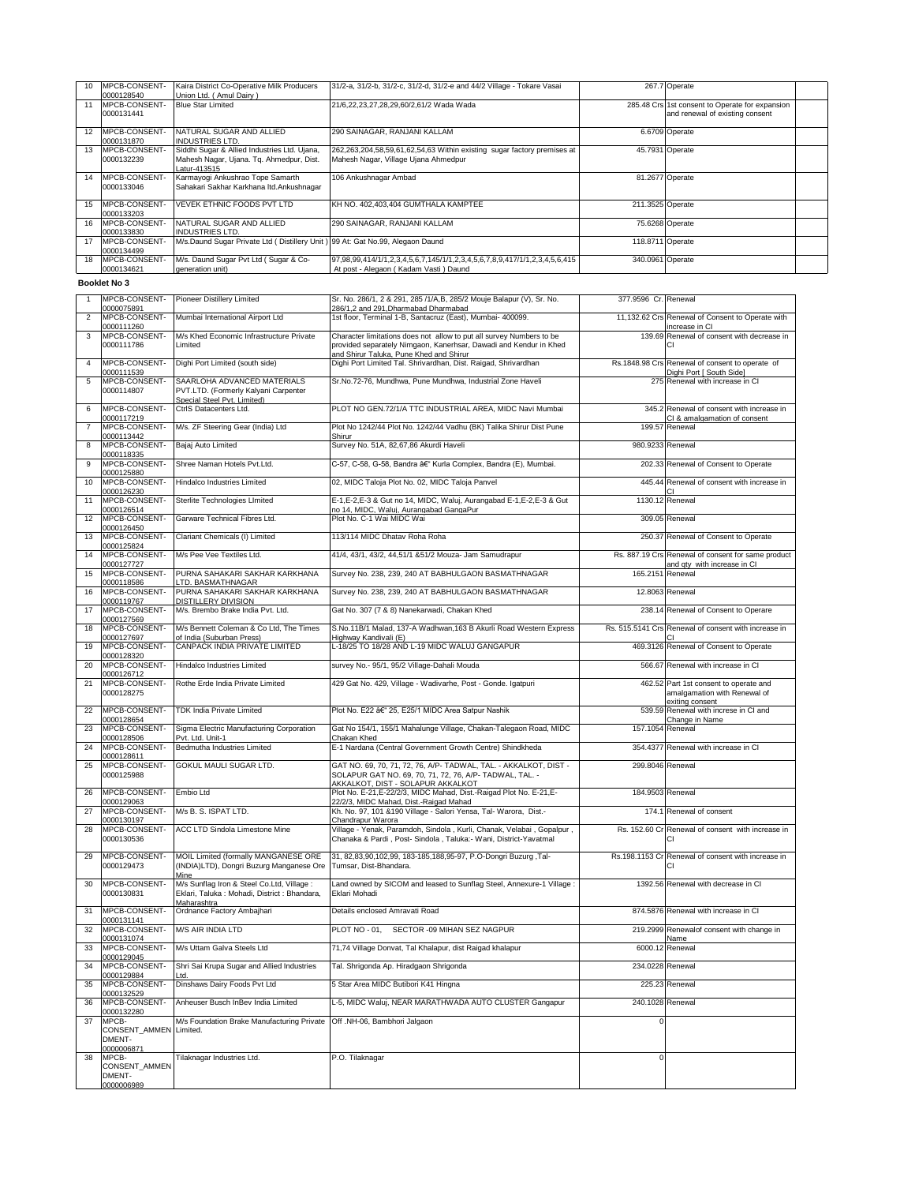| 10 | MPCB-CONSENT-0000128540 | Kaira District Co-Operative Milk Producers Union Ltd. ( Amul Dairy ) | 31/2-a, 31/2-b, 31/2-c, 31/2-d, 31/2-e and 44/2 Village - Tokare Vasai | 267.7 | Operate | |
|---|---|---|---|---|---|---|
| 11 | MPCB-CONSENT-0000131441 | Blue Star Limited | 21/6,22,23,27,28,29,60/2,61/2 Wada Wada | 285.48 Crs | 1st consent to Operate for expansion and renewal of existing consent | |
| 12 | MPCB-CONSENT-0000131870 | NATURAL SUGAR AND ALLIED INDUSTRIES LTD. | 290 SAINAGAR, RANJANI KALLAM | 6.6709 | Operate | |
| 13 | MPCB-CONSENT-0000132239 | Siddhi Sugar & Allied Industries Ltd. Ujana, Mahesh Nagar, Ujana. Tq. Ahmedpur, Dist. Latur-413515 | 262,263,204,58,59,61,62,54,63 Within existing sugar factory premises at Mahesh Nagar, Village Ujana Ahmedpur | 45.7931 | Operate | |
| 14 | MPCB-CONSENT-0000133046 | Karmayogi Ankushrao Tope Samarth Sahakari Sakhar Karkhana ltd.Ankushnagar | 106 Ankushnagar Ambad | 81.2677 | Operate | |
| 15 | MPCB-CONSENT-0000133203 | VEVEK ETHNIC FOODS PVT LTD | KH NO. 402,403,404 GUMTHALA KAMPTEE | 211.3525 | Operate | |
| 16 | MPCB-CONSENT-0000133830 | NATURAL SUGAR AND ALLIED INDUSTRIES LTD. | 290 SAINAGAR, RANJANI KALLAM | 75.6268 | Operate | |
| 17 | MPCB-CONSENT-0000134499 | M/s.Daund Sugar Private Ltd ( Distillery Unit ) | 99 At: Gat No.99, Alegaon Daund | 118.8711 | Operate | |
| 18 | MPCB-CONSENT-0000134621 | M/s. Daund Sugar Pvt Ltd ( Sugar & Co-generation unit) | 97,98,99,414/1/1,2,3,4,5,6,7,145/1/1,2,3,4,5,6,7,8,9,417/1/1,2,3,4,5,6,415 At post - Alegaon ( Kadam Vasti ) Daund | 340.0961 | Operate | |

**Booklet No 3**

| 1 | MPCB-CONSENT-0000075891 | Pioneer Distillery Limited | Sr. No. 286/1, 2 & 291, 285 /1/A,B, 285/2 Mouje Balapur (V), Sr. No. 286/1,2 and 291,Dharmabad Dharmabad | 377.9596 Cr. | Renewal | |
|---|---|---|---|---|---|---|
| 2 | MPCB-CONSENT-0000111260 | Mumbai International Airport Ltd | 1st floor, Terminal 1-B, Santacruz (East), Mumbai- 400099. | 11,132.62 Crs | Renewal of Consent to Operate with increase in CI | |
| 3 | MPCB-CONSENT-0000111786 | M/s Khed Economic Infrastructure Private Limited | Character limitations does not allow to put all survey Numbers to be provided separately Nimgaon, Kanerhsar, Dawadi and Kendur in Khed and Shirur Taluka, Pune Khed and Shirur | 139.69 | Renewal of consent with decrease in CI | |
| 4 | MPCB-CONSENT-0000111539 | Dighi Port Limited (south side) | Dighi Port Limited Tal. Shrivardhan, Dist. Raigad, Shrivardhan | Rs.1848.98 Crs | Renewal of consent to operate of Dighi Port [ South Side] | |
| 5 | MPCB-CONSENT-0000114807 | SAARLOHA ADVANCED MATERIALS PVT.LTD. (Formerly Kalyani Carpenter Special Steel Pvt. Limited) | Sr.No.72-76, Mundhwa, Pune Mundhwa, Industrial Zone Haveli | 275 | Renewal with increase in CI | |
| 6 | MPCB-CONSENT-0000117219 | CtrlS Datacenters Ltd. | PLOT NO GEN.72/1/A TTC INDUSTRIAL AREA, MIDC Navi Mumbai | 345.2 | Renewal of consent with increase in CI & amalgamation of consent | |
| 7 | MPCB-CONSENT-0000113442 | M/s. ZF Steering Gear (India) Ltd | Plot No 1242/44 Plot No. 1242/44 Vadhu (BK) Talika Shirur Dist Pune Shirur | 199.57 | Renewal | |
| 8 | MPCB-CONSENT-0000118335 | Bajaj Auto Limited | Survey No. 51A, 82,67,86 Akurdi Haveli | 980.9233 | Renewal | |
| 9 | MPCB-CONSENT-0000125880 | Shree Naman Hotels Pvt.Ltd. | C-57, C-58, G-58, Bandra â€" Kurla Complex, Bandra (E), Mumbai. | 202.33 | Renewal of Consent to Operate | |
| 10 | MPCB-CONSENT-0000126230 | Hindalco Industries Limited | 02, MIDC Taloja Plot No. 02, MIDC Taloja Panvel | 445.44 | Renewal of consent with increase in CI | |
| 11 | MPCB-CONSENT-0000126514 | Sterlite Technologies Limited | E-1,E-2,E-3 & Gut no 14, MIDC, Waluj, Aurangabad E-1,E-2,E-3 & Gut no 14, MIDC, Waluj, Aurangabad GangaPur | 1130.12 | Renewal | |
| 12 | MPCB-CONSENT-0000126450 | Garware Technical Fibres Ltd. | Plot No. C-1 Wai MIDC Wai | 309.05 | Renewal | |
| 13 | MPCB-CONSENT-0000125824 | Clariant Chemicals (I) Limited | 113/114 MIDC Dhatav Roha Roha | 250.37 | Renewal of Consent to Operate | |
| 14 | MPCB-CONSENT-0000127727 | M/s Pee Vee Textiles Ltd. | 41/4, 43/1, 43/2, 44,51/1 &51/2 Mouza- Jam Samudrapur | Rs. 887.19 Crs | Renewal of consent for same product and qty with increase in CI | |
| 15 | MPCB-CONSENT-0000118586 | PURNA SAHAKARI SAKHAR KARKHANA LTD. BASMATHNAGAR | Survey No. 238, 239, 240 AT BABHULGAON BASMATHNAGAR | 165.2151 | Renewal | |
| 16 | MPCB-CONSENT-0000119767 | PURNA SAHAKARI SAKHAR KARKHANA DISTILLERY DIVISION | Survey No. 238, 239, 240 AT BABHULGAON BASMATHNAGAR | 12.8063 | Renewal | |
| 17 | MPCB-CONSENT-0000127569 | M/s. Brembo Brake India Pvt. Ltd. | Gat No. 307 (7 & 8) Nanekarwadi, Chakan Khed | 238.14 | Renewal of Consent to Operare | |
| 18 | MPCB-CONSENT-0000127697 | M/s Bennett Coleman & Co Ltd, The Times of India (Suburban Press) | S.No.11B/1 Malad, 137-A Wadhwan,163 B Akurli Road Western Express Highway Kandivali (E) | Rs. 515.5141 Cs | Renewal of consent with increase in CI | |
| 19 | MPCB-CONSENT-0000128320 | CANPACK INDIA PRIVATE LIMITED | L-18/25 TO 18/28 AND L-19 MIDC WALUJ GANGAPUR | 469.3126 | Renewal of Consent to Operate | |
| 20 | MPCB-CONSENT-0000126712 | Hindalco Industries Limited | survey No.- 95/1, 95/2 Village-Dahali Mouda | 566.67 | Renewal with increase in CI | |
| 21 | MPCB-CONSENT-0000128275 | Rothe Erde India Private Limited | 429 Gat No. 429, Village - Wadivarhe, Post - Gonde. Igatpuri | 462.52 | Part 1st consent to operate and amalgamation with Renewal of exiting consent | |
| 22 | MPCB-CONSENT-0000128654 | TDK India Private Limited | Plot No. E22 â€" 25, E25/1 MIDC Area Satpur Nashik | 539.59 | Renewal with increse in CI and Change in Name | |
| 23 | MPCB-CONSENT-0000128506 | Sigma Electric Manufacturing Corporation Pvt. Ltd. Unit-1 | Gat No 154/1, 155/1 Mahalunge Village, Chakan-Talegaon Road, MIDC Chakan Khed | 157.1054 | Renewal | |
| 24 | MPCB-CONSENT-0000128611 | Bedmutha Industries Limited | E-1 Nardana (Central Government Growth Centre) Shindkheda | 354.4377 | Renewal with increase in CI | |
| 25 | MPCB-CONSENT-0000125988 | GOKUL MAULI SUGAR LTD. | GAT NO. 69, 70, 71, 72, 76, A/P- TADWAL, TAL. - AKKALKOT, DIST - SOLAPUR GAT NO. 69, 70, 71, 72, 76, A/P- TADWAL, TAL. - AKKALKOT, DIST - SOLAPUR AKKALKOT | 299.8046 | Renewal | |
| 26 | MPCB-CONSENT-0000129063 | Embio Ltd | Plot No. E-21,E-22/2/3, MIDC Mahad, Dist.-Raigad Plot No. E-21,E-22/2/3, MIDC Mahad, Dist.-Raigad Mahad | 184.9503 | Renewal | |
| 27 | MPCB-CONSENT-0000130197 | M/s B. S. ISPAT LTD. | Kh. No. 97, 101 &190 Village - Salori Yensa, Tal- Warora, Dist.-Chandrapur Warora | 174.1 | Renewal of consent | |
| 28 | MPCB-CONSENT-0000130536 | ACC LTD Sindola Limestone Mine | Village - Yenak, Paramdoh, Sindola , Kurli, Chanak, Velabai , Gopalpur , Chanaka & Pardi , Post- Sindola , Taluka:- Wani, District-Yavatmal | Rs. 152.60 Cr | Renewal of consent with increase in CI | |
| 29 | MPCB-CONSENT-0000129473 | MOIL Limited (formally MANGANESE ORE (INDIA)LTD), Dongri Buzurg Manganese Ore Mine | 31, 82,83,90,102,99, 183-185,188,95-97, P.O-Dongri Buzurg ,Tal- Tumsar, Dist-Bhandara. | Rs.198.1153 Cr | Renewal of consent with increase in CI | |
| 30 | MPCB-CONSENT-0000130831 | M/s Sunflag Iron & Steel Co.Ltd, Village : Eklari, Taluka : Mohadi, District : Bhandara, Maharashtra | Land owned by SICOM and leased to Sunflag Steel, Annexure-1 Village : Eklari Mohadi | 1392.56 | Renewal with decrease in CI | |
| 31 | MPCB-CONSENT-0000131141 | Ordnance Factory Ambajhari | Details enclosed Amravati Road | 874.5876 | Renewal with increase in CI | |
| 32 | MPCB-CONSENT-0000131074 | M/S AIR INDIA LTD | PLOT NO - 01, SECTOR -09 MIHAN SEZ NAGPUR | 219.2999 | Renewalof consent with change in Name | |
| 33 | MPCB-CONSENT-0000129045 | M/s Uttam Galva Steels Ltd | 71,74 Village Donvat, Tal Khalapur, dist Raigad khalapur | 6000.12 | Renewal | |
| 34 | MPCB-CONSENT-0000129884 | Shri Sai Krupa Sugar and Allied Industries Ltd. | Tal. Shrigonda Ap. Hiradgaon Shrigonda | 234.0228 | Renewal | |
| 35 | MPCB-CONSENT-0000132529 | Dinshaws Dairy Foods Pvt Ltd | 5 Star Area MIDC Butibori K41 Hingna | 225.23 | Renewal | |
| 36 | MPCB-CONSENT-0000132280 | Anheuser Busch InBev India Limited | L-5, MIDC Waluj, NEAR MARATHWADA AUTO CLUSTER Gangapur | 240.1028 | Renewal | |
| 37 | MPCB-CONSENT_AMMENDMENT-0000006871 | M/s Foundation Brake Manufacturing Private Limited. | Off .NH-06, Bambhori Jalgaon | 0 | | |
| 38 | MPCB-CONSENT_AMMENDMENT-0000006989 | Tilaknagar Industries Ltd. | P.O. Tilaknagar | 0 | | |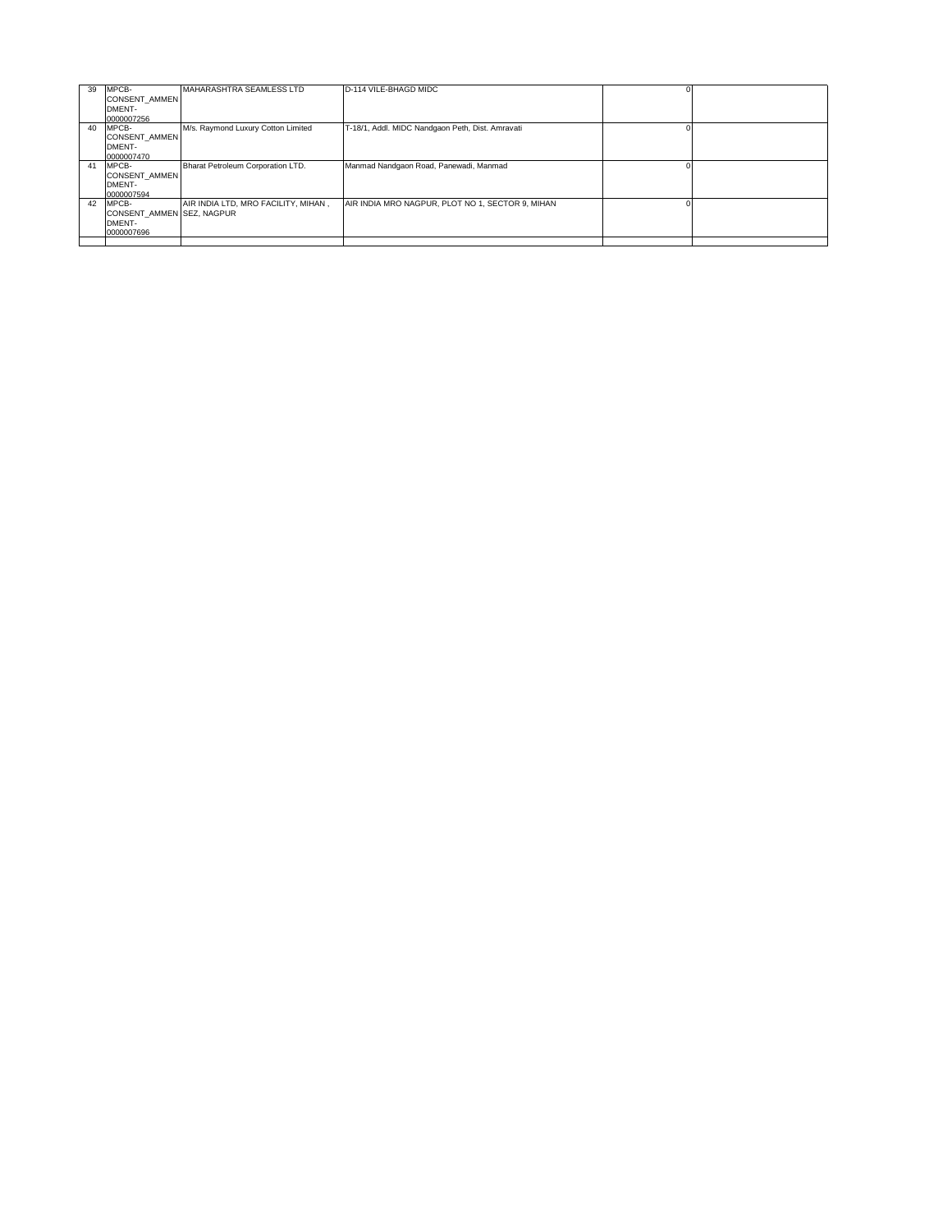| | | | | | |
|---|---|---|---|---|---|
| 39 | MPCB-CONSENT_AMMENDMENT-0000007256 | MAHARASHTRA SEAMLESS LTD | D-114 VILE-BHAGD MIDC | 0 | |
| 40 | MPCB-CONSENT_AMMENDMENT-0000007470 | M/s. Raymond Luxury Cotton Limited | T-18/1, Addl. MIDC Nandgaon Peth, Dist. Amravati | 0 | |
| 41 | MPCB-CONSENT_AMMENDMENT-0000007594 | Bharat Petroleum Corporation LTD. | Manmad Nandgaon Road, Panewadi, Manmad | 0 | |
| 42 | MPCB-CONSENT_AMMENDMENT-0000007696 | AIR INDIA LTD, MRO FACILITY, MIHAN , SEZ, NAGPUR | AIR INDIA MRO NAGPUR, PLOT NO 1, SECTOR 9, MIHAN | 0 | |
| | | | | | |